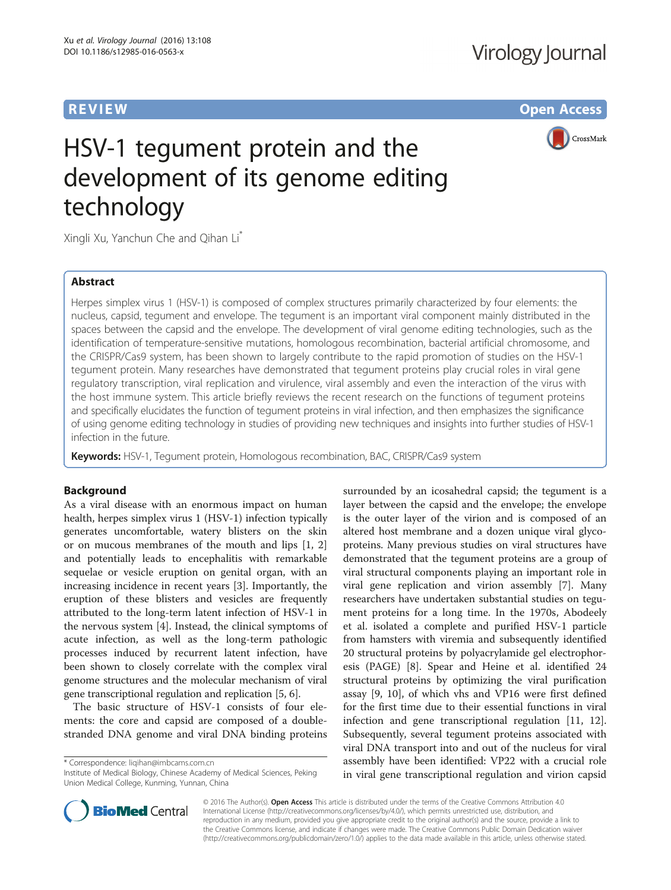REVIEW Open Access

# HSV-1 tegument protein and the development of its genome editing technology

Xingli Xu, Yanchun Che and Qihan Li[*]

## Abstract

Herpes simplex virus 1 (HSV-1) is composed of complex structures primarily characterized by four elements: the nucleus, capsid, tegument and envelope. The tegument is an important viral component mainly distributed in the spaces between the capsid and the envelope. The development of viral genome editing technologies, such as the identification of temperature-sensitive mutations, homologous recombination, bacterial artificial chromosome, and the CRISPR/Cas9 system, has been shown to largely contribute to the rapid promotion of studies on the HSV-1 tegument protein. Many researches have demonstrated that tegument proteins play crucial roles in viral gene regulatory transcription, viral replication and virulence, viral assembly and even the interaction of the virus with the host immune system. This article briefly reviews the recent research on the functions of tegument proteins and specifically elucidates the function of tegument proteins in viral infection, and then emphasizes the significance of using genome editing technology in studies of providing new techniques and insights into further studies of HSV-1 infection in the future.

**Keywords:** HSV-1, Tegument protein, Homologous recombination, BAC, CRISPR/Cas9 system

## Background

As a viral disease with an enormous impact on human health, herpes simplex virus 1 (HSV-1) infection typically generates uncomfortable, watery blisters on the skin or on mucous membranes of the mouth and lips [1, 2] and potentially leads to encephalitis with remarkable sequelae or vesicle eruption on genital organ, with an increasing incidence in recent years [3]. Importantly, the eruption of these blisters and vesicles are frequently attributed to the long-term latent infection of HSV-1 in the nervous system [4]. Instead, the clinical symptoms of acute infection, as well as the long-term pathologic processes induced by recurrent latent infection, have been shown to closely correlate with the complex viral genome structures and the molecular mechanism of viral gene transcriptional regulation and replication [5, 6].

The basic structure of HSV-1 consists of four elements: the core and capsid are composed of a double-stranded DNA genome and viral DNA binding proteins surrounded by an icosahedral capsid; the tegument is a layer between the capsid and the envelope; the envelope is the outer layer of the virion and is composed of an altered host membrane and a dozen unique viral glycoproteins. Many previous studies on viral structures have demonstrated that the tegument proteins are a group of viral structural components playing an important role in viral gene replication and virion assembly [7]. Many researchers have undertaken substantial studies on tegument proteins for a long time. In the 1970s, Abodeely et al. isolated a complete and purified HSV-1 particle from hamsters with viremia and subsequently identified 20 structural proteins by polyacrylamide gel electrophoresis (PAGE) [8]. Spear and Heine et al. identified 24 structural proteins by optimizing the viral purification assay [9, 10], of which vhs and VP16 were first defined for the first time due to their essential functions in viral infection and gene transcriptional regulation [11, 12]. Subsequently, several tegument proteins associated with viral DNA transport into and out of the nucleus for viral assembly have been identified: VP22 with a crucial role in viral gene transcriptional regulation and virion capsid

* Correspondence: liqihan@imbcams.com.cn
Institute of Medical Biology, Chinese Academy of Medical Sciences, Peking Union Medical College, Kunming, Yunnan, China

© 2016 The Author(s). **Open Access** This article is distributed under the terms of the Creative Commons Attribution 4.0 International License (http://creativecommons.org/licenses/by/4.0/), which permits unrestricted use, distribution, and reproduction in any medium, provided you give appropriate credit to the original author(s) and the source, provide a link to the Creative Commons license, and indicate if changes were made. The Creative Commons Public Domain Dedication waiver (http://creativecommons.org/publicdomain/zero/1.0/) applies to the data made available in this article, unless otherwise stated.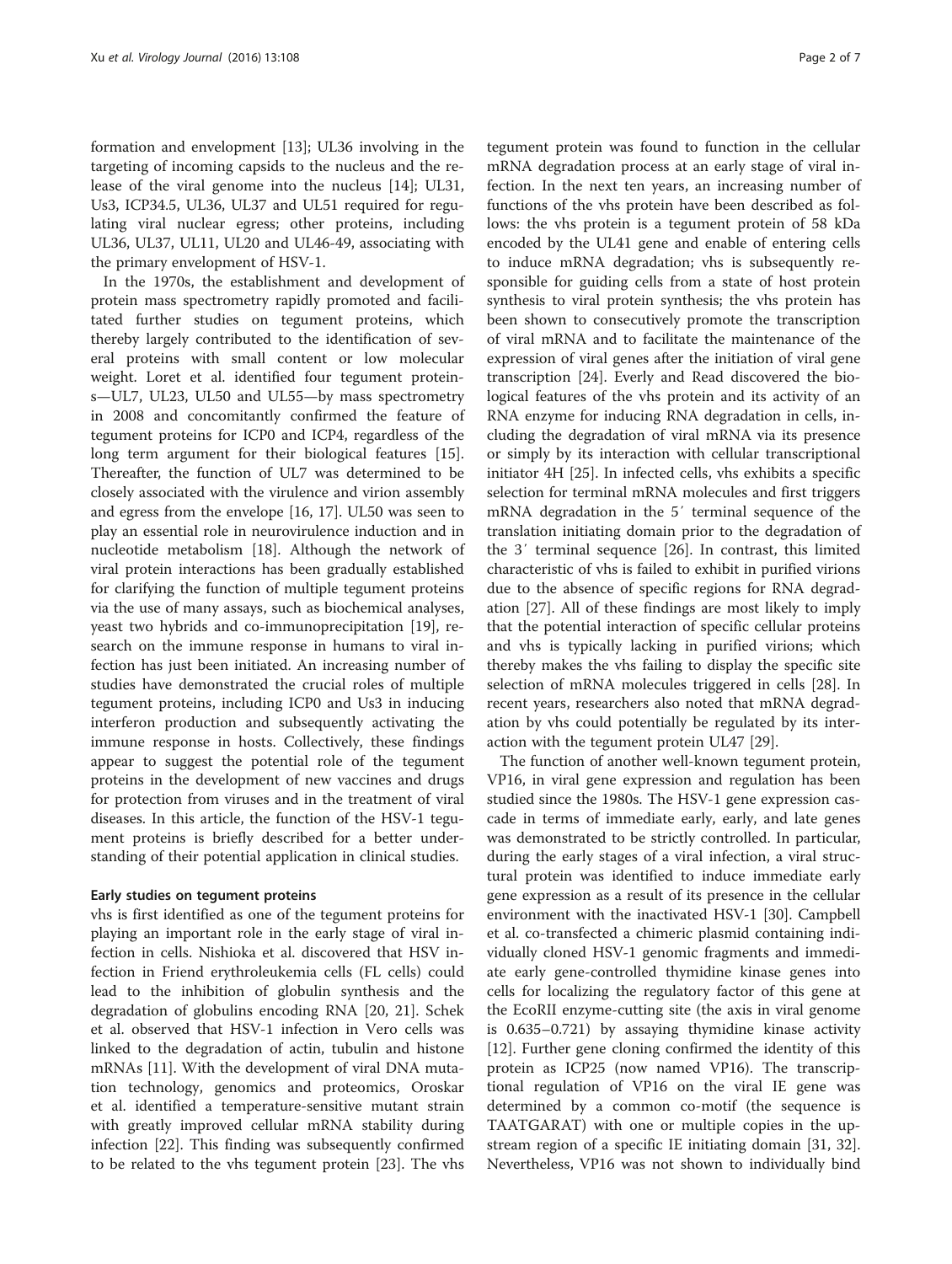formation and envelopment [13]; UL36 involving in the targeting of incoming capsids to the nucleus and the release of the viral genome into the nucleus [14]; UL31, Us3, ICP34.5, UL36, UL37 and UL51 required for regulating viral nuclear egress; other proteins, including UL36, UL37, UL11, UL20 and UL46-49, associating with the primary envelopment of HSV-1.

In the 1970s, the establishment and development of protein mass spectrometry rapidly promoted and facilitated further studies on tegument proteins, which thereby largely contributed to the identification of several proteins with small content or low molecular weight. Loret et al. identified four tegument proteins—UL7, UL23, UL50 and UL55—by mass spectrometry in 2008 and concomitantly confirmed the feature of tegument proteins for ICP0 and ICP4, regardless of the long term argument for their biological features [15]. Thereafter, the function of UL7 was determined to be closely associated with the virulence and virion assembly and egress from the envelope [16, 17]. UL50 was seen to play an essential role in neurovirulence induction and in nucleotide metabolism [18]. Although the network of viral protein interactions has been gradually established for clarifying the function of multiple tegument proteins via the use of many assays, such as biochemical analyses, yeast two hybrids and co-immunoprecipitation [19], research on the immune response in humans to viral infection has just been initiated. An increasing number of studies have demonstrated the crucial roles of multiple tegument proteins, including ICP0 and Us3 in inducing interferon production and subsequently activating the immune response in hosts. Collectively, these findings appear to suggest the potential role of the tegument proteins in the development of new vaccines and drugs for protection from viruses and in the treatment of viral diseases. In this article, the function of the HSV-1 tegument proteins is briefly described for a better understanding of their potential application in clinical studies.

## Early studies on tegument proteins

vhs is first identified as one of the tegument proteins for playing an important role in the early stage of viral infection in cells. Nishioka et al. discovered that HSV infection in Friend erythroleukemia cells (FL cells) could lead to the inhibition of globulin synthesis and the degradation of globulins encoding RNA [20, 21]. Schek et al. observed that HSV-1 infection in Vero cells was linked to the degradation of actin, tubulin and histone mRNAs [11]. With the development of viral DNA mutation technology, genomics and proteomics, Oroskar et al. identified a temperature-sensitive mutant strain with greatly improved cellular mRNA stability during infection [22]. This finding was subsequently confirmed to be related to the vhs tegument protein [23]. The vhs tegument protein was found to function in the cellular mRNA degradation process at an early stage of viral infection. In the next ten years, an increasing number of functions of the vhs protein have been described as follows: the vhs protein is a tegument protein of 58 kDa encoded by the UL41 gene and enable of entering cells to induce mRNA degradation; vhs is subsequently responsible for guiding cells from a state of host protein synthesis to viral protein synthesis; the vhs protein has been shown to consecutively promote the transcription of viral mRNA and to facilitate the maintenance of the expression of viral genes after the initiation of viral gene transcription [24]. Everly and Read discovered the biological features of the vhs protein and its activity of an RNA enzyme for inducing RNA degradation in cells, including the degradation of viral mRNA via its presence or simply by its interaction with cellular transcriptional initiator 4H [25]. In infected cells, vhs exhibits a specific selection for terminal mRNA molecules and first triggers mRNA degradation in the 5′ terminal sequence of the translation initiating domain prior to the degradation of the 3′ terminal sequence [26]. In contrast, this limited characteristic of vhs is failed to exhibit in purified virions due to the absence of specific regions for RNA degradation [27]. All of these findings are most likely to imply that the potential interaction of specific cellular proteins and vhs is typically lacking in purified virions; which thereby makes the vhs failing to display the specific site selection of mRNA molecules triggered in cells [28]. In recent years, researchers also noted that mRNA degradation by vhs could potentially be regulated by its interaction with the tegument protein UL47 [29].

The function of another well-known tegument protein, VP16, in viral gene expression and regulation has been studied since the 1980s. The HSV-1 gene expression cascade in terms of immediate early, early, and late genes was demonstrated to be strictly controlled. In particular, during the early stages of a viral infection, a viral structural protein was identified to induce immediate early gene expression as a result of its presence in the cellular environment with the inactivated HSV-1 [30]. Campbell et al. co-transfected a chimeric plasmid containing individually cloned HSV-1 genomic fragments and immediate early gene-controlled thymidine kinase genes into cells for localizing the regulatory factor of this gene at the EcoRII enzyme-cutting site (the axis in viral genome is 0.635–0.721) by assaying thymidine kinase activity [12]. Further gene cloning confirmed the identity of this protein as ICP25 (now named VP16). The transcriptional regulation of VP16 on the viral IE gene was determined by a common co-motif (the sequence is TAATGARAT) with one or multiple copies in the upstream region of a specific IE initiating domain [31, 32]. Nevertheless, VP16 was not shown to individually bind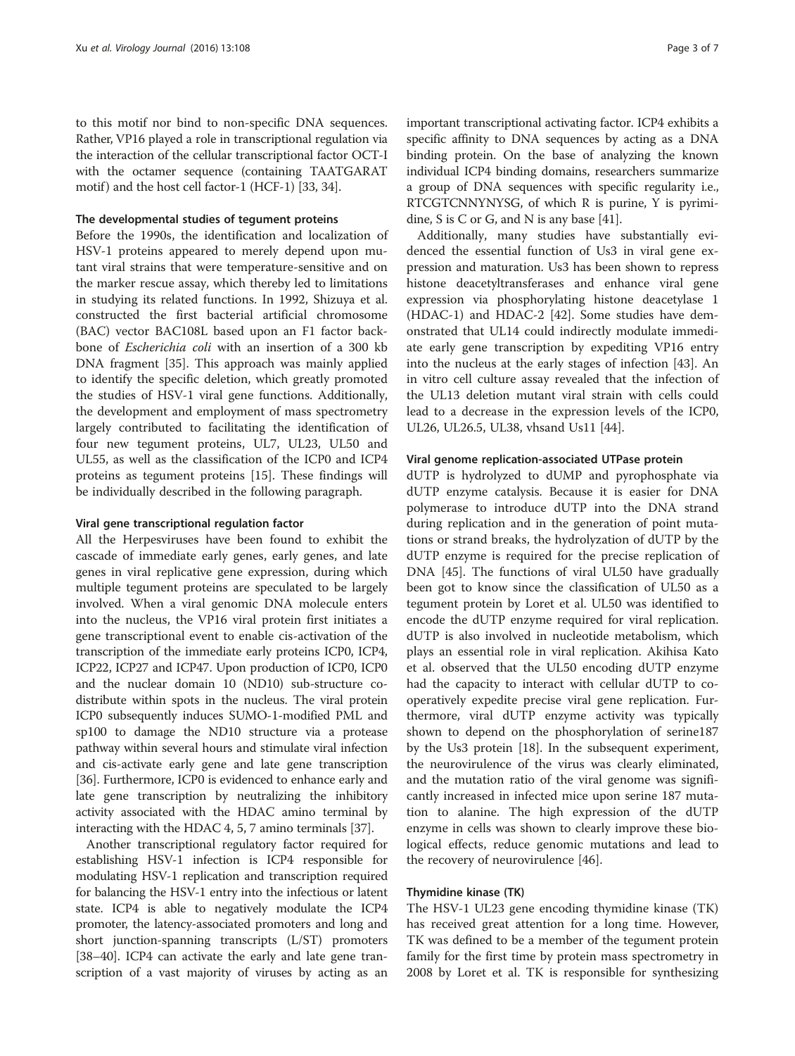to this motif nor bind to non-specific DNA sequences. Rather, VP16 played a role in transcriptional regulation via the interaction of the cellular transcriptional factor OCT-I with the octamer sequence (containing TAATGARAT motif) and the host cell factor-1 (HCF-1) [33, 34].

#### The developmental studies of tegument proteins

Before the 1990s, the identification and localization of HSV-1 proteins appeared to merely depend upon mutant viral strains that were temperature-sensitive and on the marker rescue assay, which thereby led to limitations in studying its related functions. In 1992, Shizuya et al. constructed the first bacterial artificial chromosome (BAC) vector BAC108L based upon an F1 factor backbone of *Escherichia coli* with an insertion of a 300 kb DNA fragment [35]. This approach was mainly applied to identify the specific deletion, which greatly promoted the studies of HSV-1 viral gene functions. Additionally, the development and employment of mass spectrometry largely contributed to facilitating the identification of four new tegument proteins, UL7, UL23, UL50 and UL55, as well as the classification of the ICP0 and ICP4 proteins as tegument proteins [15]. These findings will be individually described in the following paragraph.

#### Viral gene transcriptional regulation factor

All the Herpesviruses have been found to exhibit the cascade of immediate early genes, early genes, and late genes in viral replicative gene expression, during which multiple tegument proteins are speculated to be largely involved. When a viral genomic DNA molecule enters into the nucleus, the VP16 viral protein first initiates a gene transcriptional event to enable cis-activation of the transcription of the immediate early proteins ICP0, ICP4, ICP22, ICP27 and ICP47. Upon production of ICP0, ICP0 and the nuclear domain 10 (ND10) sub-structure co-distribute within spots in the nucleus. The viral protein ICP0 subsequently induces SUMO-1-modified PML and sp100 to damage the ND10 structure via a protease pathway within several hours and stimulate viral infection and cis-activate early gene and late gene transcription [36]. Furthermore, ICP0 is evidenced to enhance early and late gene transcription by neutralizing the inhibitory activity associated with the HDAC amino terminal by interacting with the HDAC 4, 5, 7 amino terminals [37].

Another transcriptional regulatory factor required for establishing HSV-1 infection is ICP4 responsible for modulating HSV-1 replication and transcription required for balancing the HSV-1 entry into the infectious or latent state. ICP4 is able to negatively modulate the ICP4 promoter, the latency-associated promoters and long and short junction-spanning transcripts (L/ST) promoters [38–40]. ICP4 can activate the early and late gene transcription of a vast majority of viruses by acting as an important transcriptional activating factor. ICP4 exhibits a specific affinity to DNA sequences by acting as a DNA binding protein. On the base of analyzing the known individual ICP4 binding domains, researchers summarize a group of DNA sequences with specific regularity i.e., RTCGTCNNYNYSG, of which R is purine, Y is pyrimidine, S is C or G, and N is any base [41].

Additionally, many studies have substantially evidenced the essential function of Us3 in viral gene expression and maturation. Us3 has been shown to repress histone deacetyltransferases and enhance viral gene expression via phosphorylating histone deacetylase 1 (HDAC-1) and HDAC-2 [42]. Some studies have demonstrated that UL14 could indirectly modulate immediate early gene transcription by expediting VP16 entry into the nucleus at the early stages of infection [43]. An in vitro cell culture assay revealed that the infection of the UL13 deletion mutant viral strain with cells could lead to a decrease in the expression levels of the ICP0, UL26, UL26.5, UL38, vhsand Us11 [44].

#### Viral genome replication-associated UTPase protein

dUTP is hydrolyzed to dUMP and pyrophosphate via dUTP enzyme catalysis. Because it is easier for DNA polymerase to introduce dUTP into the DNA strand during replication and in the generation of point mutations or strand breaks, the hydrolyzation of dUTP by the dUTP enzyme is required for the precise replication of DNA [45]. The functions of viral UL50 have gradually been got to know since the classification of UL50 as a tegument protein by Loret et al. UL50 was identified to encode the dUTP enzyme required for viral replication. dUTP is also involved in nucleotide metabolism, which plays an essential role in viral replication. Akihisa Kato et al. observed that the UL50 encoding dUTP enzyme had the capacity to interact with cellular dUTP to cooperatively expedite precise viral gene replication. Furthermore, viral dUTP enzyme activity was typically shown to depend on the phosphorylation of serine187 by the Us3 protein [18]. In the subsequent experiment, the neurovirulence of the virus was clearly eliminated, and the mutation ratio of the viral genome was significantly increased in infected mice upon serine 187 mutation to alanine. The high expression of the dUTP enzyme in cells was shown to clearly improve these biological effects, reduce genomic mutations and lead to the recovery of neurovirulence [46].

#### Thymidine kinase (TK)

The HSV-1 UL23 gene encoding thymidine kinase (TK) has received great attention for a long time. However, TK was defined to be a member of the tegument protein family for the first time by protein mass spectrometry in 2008 by Loret et al. TK is responsible for synthesizing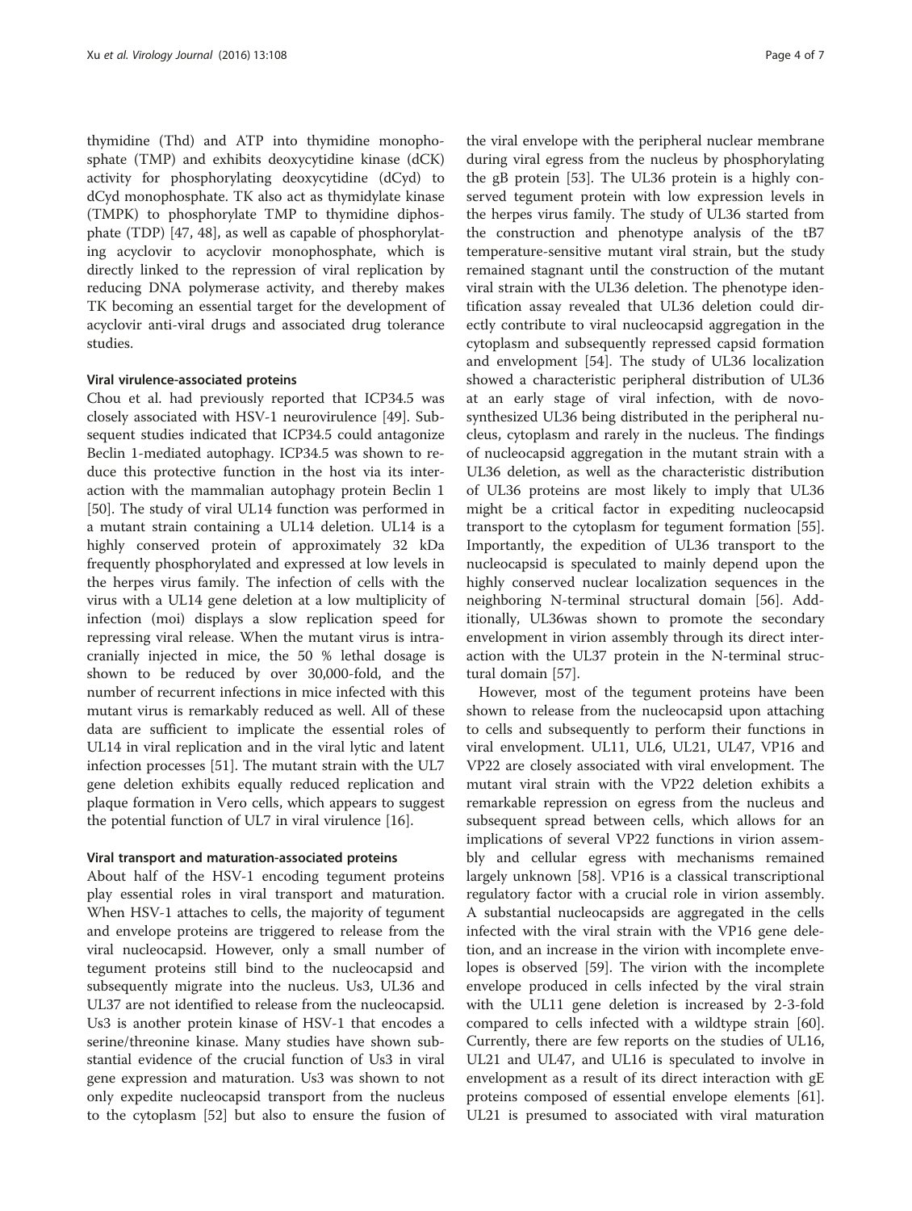thymidine (Thd) and ATP into thymidine monophosphate (TMP) and exhibits deoxycytidine kinase (dCK) activity for phosphorylating deoxycytidine (dCyd) to dCyd monophosphate. TK also act as thymidylate kinase (TMPK) to phosphorylate TMP to thymidine diphosphate (TDP) [47, 48], as well as capable of phosphorylating acyclovir to acyclovir monophosphate, which is directly linked to the repression of viral replication by reducing DNA polymerase activity, and thereby makes TK becoming an essential target for the development of acyclovir anti-viral drugs and associated drug tolerance studies.

#### Viral virulence-associated proteins

Chou et al. had previously reported that ICP34.5 was closely associated with HSV-1 neurovirulence [49]. Subsequent studies indicated that ICP34.5 could antagonize Beclin 1-mediated autophagy. ICP34.5 was shown to reduce this protective function in the host via its interaction with the mammalian autophagy protein Beclin 1 [50]. The study of viral UL14 function was performed in a mutant strain containing a UL14 deletion. UL14 is a highly conserved protein of approximately 32 kDa frequently phosphorylated and expressed at low levels in the herpes virus family. The infection of cells with the virus with a UL14 gene deletion at a low multiplicity of infection (moi) displays a slow replication speed for repressing viral release. When the mutant virus is intracranially injected in mice, the 50 % lethal dosage is shown to be reduced by over 30,000-fold, and the number of recurrent infections in mice infected with this mutant virus is remarkably reduced as well. All of these data are sufficient to implicate the essential roles of UL14 in viral replication and in the viral lytic and latent infection processes [51]. The mutant strain with the UL7 gene deletion exhibits equally reduced replication and plaque formation in Vero cells, which appears to suggest the potential function of UL7 in viral virulence [16].

#### Viral transport and maturation-associated proteins

About half of the HSV-1 encoding tegument proteins play essential roles in viral transport and maturation. When HSV-1 attaches to cells, the majority of tegument and envelope proteins are triggered to release from the viral nucleocapsid. However, only a small number of tegument proteins still bind to the nucleocapsid and subsequently migrate into the nucleus. Us3, UL36 and UL37 are not identified to release from the nucleocapsid. Us3 is another protein kinase of HSV-1 that encodes a serine/threonine kinase. Many studies have shown substantial evidence of the crucial function of Us3 in viral gene expression and maturation. Us3 was shown to not only expedite nucleocapsid transport from the nucleus to the cytoplasm [52] but also to ensure the fusion of the viral envelope with the peripheral nuclear membrane during viral egress from the nucleus by phosphorylating the gB protein [53]. The UL36 protein is a highly conserved tegument protein with low expression levels in the herpes virus family. The study of UL36 started from the construction and phenotype analysis of the tB7 temperature-sensitive mutant viral strain, but the study remained stagnant until the construction of the mutant viral strain with the UL36 deletion. The phenotype identification assay revealed that UL36 deletion could directly contribute to viral nucleocapsid aggregation in the cytoplasm and subsequently repressed capsid formation and envelopment [54]. The study of UL36 localization showed a characteristic peripheral distribution of UL36 at an early stage of viral infection, with de novo-synthesized UL36 being distributed in the peripheral nucleus, cytoplasm and rarely in the nucleus. The findings of nucleocapsid aggregation in the mutant strain with a UL36 deletion, as well as the characteristic distribution of UL36 proteins are most likely to imply that UL36 might be a critical factor in expediting nucleocapsid transport to the cytoplasm for tegument formation [55]. Importantly, the expedition of UL36 transport to the nucleocapsid is speculated to mainly depend upon the highly conserved nuclear localization sequences in the neighboring N-terminal structural domain [56]. Additionally, UL36was shown to promote the secondary envelopment in virion assembly through its direct interaction with the UL37 protein in the N-terminal structural domain [57].

However, most of the tegument proteins have been shown to release from the nucleocapsid upon attaching to cells and subsequently to perform their functions in viral envelopment. UL11, UL6, UL21, UL47, VP16 and VP22 are closely associated with viral envelopment. The mutant viral strain with the VP22 deletion exhibits a remarkable repression on egress from the nucleus and subsequent spread between cells, which allows for an implications of several VP22 functions in virion assembly and cellular egress with mechanisms remained largely unknown [58]. VP16 is a classical transcriptional regulatory factor with a crucial role in virion assembly. A substantial nucleocapsids are aggregated in the cells infected with the viral strain with the VP16 gene deletion, and an increase in the virion with incomplete envelopes is observed [59]. The virion with the incomplete envelope produced in cells infected by the viral strain with the UL11 gene deletion is increased by 2-3-fold compared to cells infected with a wildtype strain [60]. Currently, there are few reports on the studies of UL16, UL21 and UL47, and UL16 is speculated to involve in envelopment as a result of its direct interaction with gE proteins composed of essential envelope elements [61]. UL21 is presumed to associated with viral maturation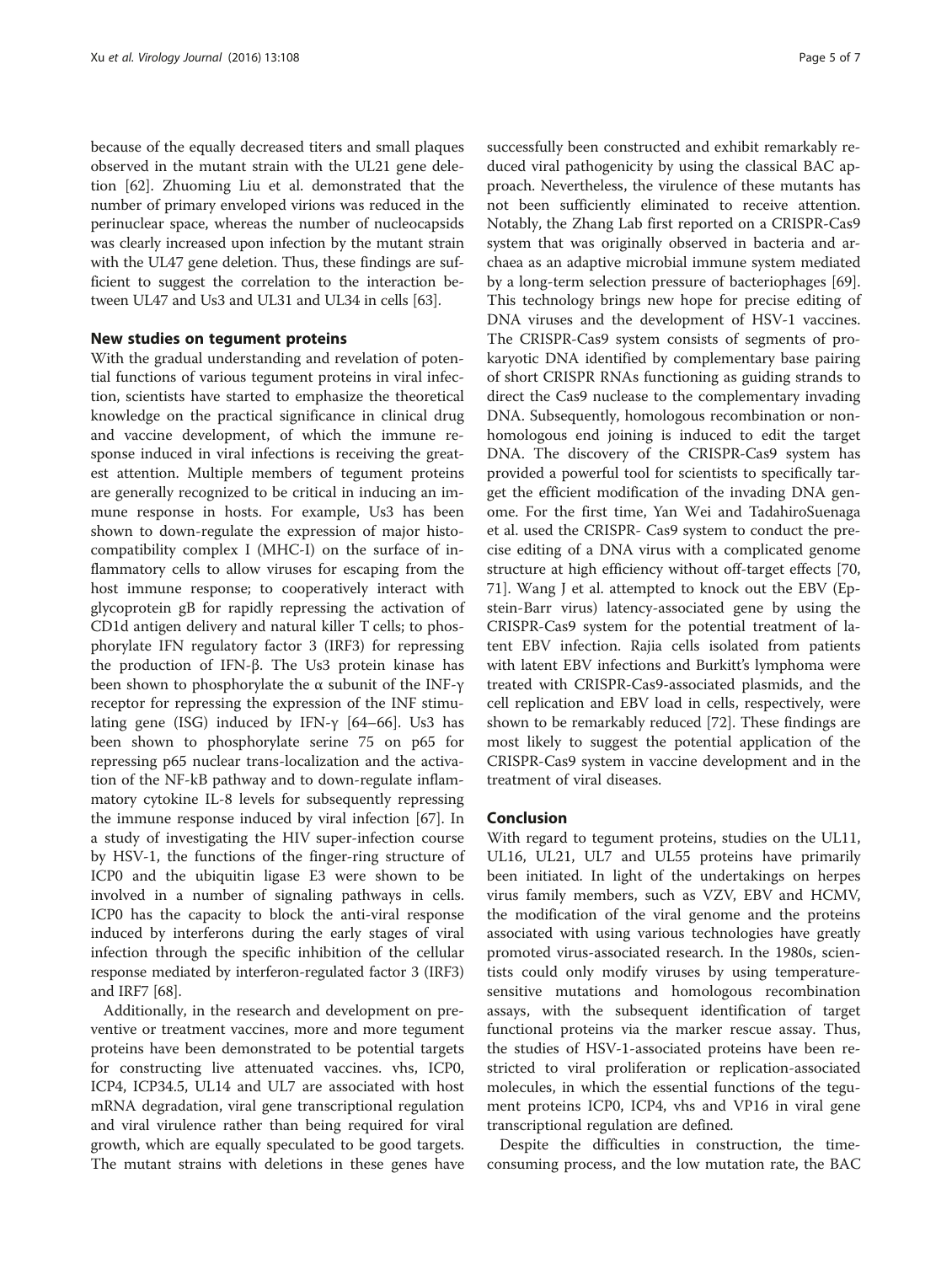because of the equally decreased titers and small plaques observed in the mutant strain with the UL21 gene deletion [62]. Zhuoming Liu et al. demonstrated that the number of primary enveloped virions was reduced in the perinuclear space, whereas the number of nucleocapsids was clearly increased upon infection by the mutant strain with the UL47 gene deletion. Thus, these findings are sufficient to suggest the correlation to the interaction between UL47 and Us3 and UL31 and UL34 in cells [63].

## New studies on tegument proteins

With the gradual understanding and revelation of potential functions of various tegument proteins in viral infection, scientists have started to emphasize the theoretical knowledge on the practical significance in clinical drug and vaccine development, of which the immune response induced in viral infections is receiving the greatest attention. Multiple members of tegument proteins are generally recognized to be critical in inducing an immune response in hosts. For example, Us3 has been shown to down-regulate the expression of major histocompatibility complex I (MHC-I) on the surface of inflammatory cells to allow viruses for escaping from the host immune response; to cooperatively interact with glycoprotein gB for rapidly repressing the activation of CD1d antigen delivery and natural killer T cells; to phosphorylate IFN regulatory factor 3 (IRF3) for repressing the production of IFN-β. The Us3 protein kinase has been shown to phosphorylate the α subunit of the INF-γ receptor for repressing the expression of the INF stimulating gene (ISG) induced by IFN-γ [64–66]. Us3 has been shown to phosphorylate serine 75 on p65 for repressing p65 nuclear trans-localization and the activation of the NF-kB pathway and to down-regulate inflammatory cytokine IL-8 levels for subsequently repressing the immune response induced by viral infection [67]. In a study of investigating the HIV super-infection course by HSV-1, the functions of the finger-ring structure of ICP0 and the ubiquitin ligase E3 were shown to be involved in a number of signaling pathways in cells. ICP0 has the capacity to block the anti-viral response induced by interferons during the early stages of viral infection through the specific inhibition of the cellular response mediated by interferon-regulated factor 3 (IRF3) and IRF7 [68].

Additionally, in the research and development on preventive or treatment vaccines, more and more tegument proteins have been demonstrated to be potential targets for constructing live attenuated vaccines. vhs, ICP0, ICP4, ICP34.5, UL14 and UL7 are associated with host mRNA degradation, viral gene transcriptional regulation and viral virulence rather than being required for viral growth, which are equally speculated to be good targets. The mutant strains with deletions in these genes have successfully been constructed and exhibit remarkably reduced viral pathogenicity by using the classical BAC approach. Nevertheless, the virulence of these mutants has not been sufficiently eliminated to receive attention. Notably, the Zhang Lab first reported on a CRISPR-Cas9 system that was originally observed in bacteria and archaea as an adaptive microbial immune system mediated by a long-term selection pressure of bacteriophages [69]. This technology brings new hope for precise editing of DNA viruses and the development of HSV-1 vaccines. The CRISPR-Cas9 system consists of segments of prokaryotic DNA identified by complementary base pairing of short CRISPR RNAs functioning as guiding strands to direct the Cas9 nuclease to the complementary invading DNA. Subsequently, homologous recombination or non-homologous end joining is induced to edit the target DNA. The discovery of the CRISPR-Cas9 system has provided a powerful tool for scientists to specifically target the efficient modification of the invading DNA genome. For the first time, Yan Wei and TadahiroSuenaga et al. used the CRISPR- Cas9 system to conduct the precise editing of a DNA virus with a complicated genome structure at high efficiency without off-target effects [70, 71]. Wang J et al. attempted to knock out the EBV (Epstein-Barr virus) latency-associated gene by using the CRISPR-Cas9 system for the potential treatment of latent EBV infection. Rajia cells isolated from patients with latent EBV infections and Burkitt's lymphoma were treated with CRISPR-Cas9-associated plasmids, and the cell replication and EBV load in cells, respectively, were shown to be remarkably reduced [72]. These findings are most likely to suggest the potential application of the CRISPR-Cas9 system in vaccine development and in the treatment of viral diseases.

## Conclusion

With regard to tegument proteins, studies on the UL11, UL16, UL21, UL7 and UL55 proteins have primarily been initiated. In light of the undertakings on herpes virus family members, such as VZV, EBV and HCMV, the modification of the viral genome and the proteins associated with using various technologies have greatly promoted virus-associated research. In the 1980s, scientists could only modify viruses by using temperature-sensitive mutations and homologous recombination assays, with the subsequent identification of target functional proteins via the marker rescue assay. Thus, the studies of HSV-1-associated proteins have been restricted to viral proliferation or replication-associated molecules, in which the essential functions of the tegument proteins ICP0, ICP4, vhs and VP16 in viral gene transcriptional regulation are defined.

Despite the difficulties in construction, the time-consuming process, and the low mutation rate, the BAC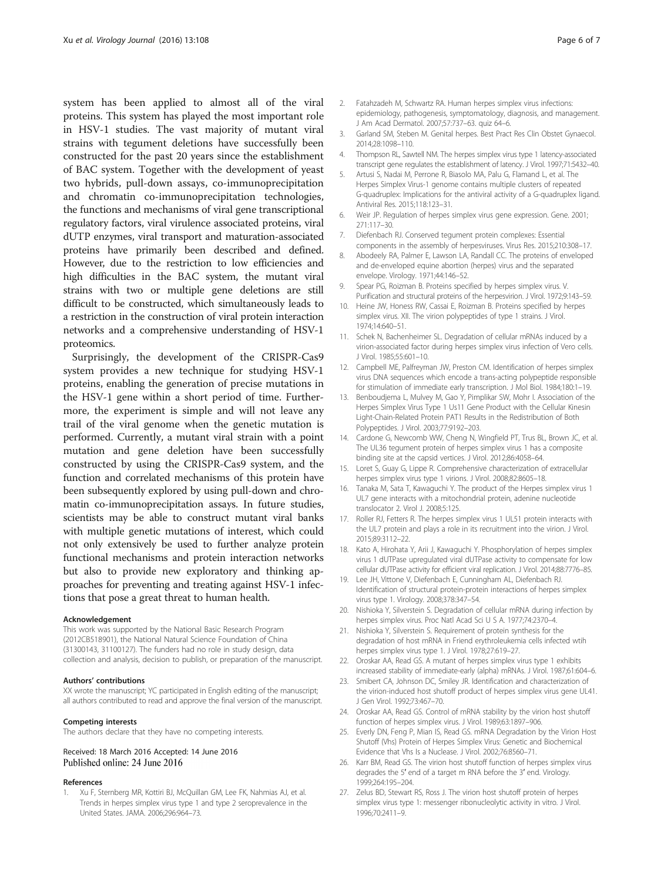system has been applied to almost all of the viral proteins. This system has played the most important role in HSV-1 studies. The vast majority of mutant viral strains with tegument deletions have successfully been constructed for the past 20 years since the establishment of BAC system. Together with the development of yeast two hybrids, pull-down assays, co-immunoprecipitation and chromatin co-immunoprecipitation technologies, the functions and mechanisms of viral gene transcriptional regulatory factors, viral virulence associated proteins, viral dUTP enzymes, viral transport and maturation-associated proteins have primarily been described and defined. However, due to the restriction to low efficiencies and high difficulties in the BAC system, the mutant viral strains with two or multiple gene deletions are still difficult to be constructed, which simultaneously leads to a restriction in the construction of viral protein interaction networks and a comprehensive understanding of HSV-1 proteomics.

Surprisingly, the development of the CRISPR-Cas9 system provides a new technique for studying HSV-1 proteins, enabling the generation of precise mutations in the HSV-1 gene within a short period of time. Furthermore, the experiment is simple and will not leave any trail of the viral genome when the genetic mutation is performed. Currently, a mutant viral strain with a point mutation and gene deletion have been successfully constructed by using the CRISPR-Cas9 system, and the function and correlated mechanisms of this protein have been subsequently explored by using pull-down and chromatin co-immunoprecipitation assays. In future studies, scientists may be able to construct mutant viral banks with multiple genetic mutations of interest, which could not only extensively be used to further analyze protein functional mechanisms and protein interaction networks but also to provide new exploratory and thinking approaches for preventing and treating against HSV-1 infections that pose a great threat to human health.

#### Acknowledgement

This work was supported by the National Basic Research Program (2012CB518901), the National Natural Science Foundation of China (31300143, 31100127). The funders had no role in study design, data collection and analysis, decision to publish, or preparation of the manuscript.

#### Authors' contributions

XX wrote the manuscript; YC participated in English editing of the manuscript; all authors contributed to read and approve the final version of the manuscript.

#### Competing interests

The authors declare that they have no competing interests.

Received: 18 March 2016 Accepted: 14 June 2016
Published online: 24 June 2016

#### References

1. Xu F, Sternberg MR, Kottiri BJ, McQuillan GM, Lee FK, Nahmias AJ, et al. Trends in herpes simplex virus type 1 and type 2 seroprevalence in the United States. JAMA. 2006;296:964–73.
2. Fatahzadeh M, Schwartz RA. Human herpes simplex virus infections: epidemiology, pathogenesis, symptomatology, diagnosis, and management. J Am Acad Dermatol. 2007;57:737–63. quiz 64–6.
3. Garland SM, Steben M. Genital herpes. Best Pract Res Clin Obstet Gynaecol. 2014;28:1098–110.
4. Thompson RL, Sawtell NM. The herpes simplex virus type 1 latency-associated transcript gene regulates the establishment of latency. J Virol. 1997;71:5432–40.
5. Artusi S, Nadai M, Perrone R, Biasolo MA, Palu G, Flamand L, et al. The Herpes Simplex Virus-1 genome contains multiple clusters of repeated G-quadruplex: Implications for the antiviral activity of a G-quadruplex ligand. Antiviral Res. 2015;118:123–31.
6. Weir JP. Regulation of herpes simplex virus gene expression. Gene. 2001; 271:117–30.
7. Diefenbach RJ. Conserved tegument protein complexes: Essential components in the assembly of herpesviruses. Virus Res. 2015;210:308–17.
8. Abodeely RA, Palmer E, Lawson LA, Randall CC. The proteins of enveloped and de-enveloped equine abortion (herpes) virus and the separated envelope. Virology. 1971;44:146–52.
9. Spear PG, Roizman B. Proteins specified by herpes simplex virus. V. Purification and structural proteins of the herpesvirion. J Virol. 1972;9:143–59.
10. Heine JW, Honess RW, Cassai E, Roizman B. Proteins specified by herpes simplex virus. XII. The virion polypeptides of type 1 strains. J Virol. 1974;14:640–51.
11. Schek N, Bachenheimer SL. Degradation of cellular mRNAs induced by a virion-associated factor during herpes simplex virus infection of Vero cells. J Virol. 1985;55:601–10.
12. Campbell ME, Palfreyman JW, Preston CM. Identification of herpes simplex virus DNA sequences which encode a trans-acting polypeptide responsible for stimulation of immediate early transcription. J Mol Biol. 1984;180:1–19.
13. Benboudjema L, Mulvey M, Gao Y, Pimplikar SW, Mohr I. Association of the Herpes Simplex Virus Type 1 Us11 Gene Product with the Cellular Kinesin Light-Chain-Related Protein PAT1 Results in the Redistribution of Both Polypeptides. J Virol. 2003;77:9192–203.
14. Cardone G, Newcomb WW, Cheng N, Wingfield PT, Trus BL, Brown JC, et al. The UL36 tegument protein of herpes simplex virus 1 has a composite binding site at the capsid vertices. J Virol. 2012;86:4058–64.
15. Loret S, Guay G, Lippe R. Comprehensive characterization of extracellular herpes simplex virus type 1 virions. J Virol. 2008;82:8605–18.
16. Tanaka M, Sata T, Kawaguchi Y. The product of the Herpes simplex virus 1 UL7 gene interacts with a mitochondrial protein, adenine nucleotide translocator 2. Virol J. 2008;5:125.
17. Roller RJ, Fetters R. The herpes simplex virus 1 UL51 protein interacts with the UL7 protein and plays a role in its recruitment into the virion. J Virol. 2015;89:3112–22.
18. Kato A, Hirohata Y, Arii J, Kawaguchi Y. Phosphorylation of herpes simplex virus 1 dUTPase upregulated viral dUTPase activity to compensate for low cellular dUTPase activity for efficient viral replication. J Virol. 2014;88:7776–85.
19. Lee JH, Vittone V, Diefenbach E, Cunningham AL, Diefenbach RJ. Identification of structural protein-protein interactions of herpes simplex virus type 1. Virology. 2008;378:347–54.
20. Nishioka Y, Silverstein S. Degradation of cellular mRNA during infection by herpes simplex virus. Proc Natl Acad Sci U S A. 1977;74:2370–4.
21. Nishioka Y, Silverstein S. Requirement of protein synthesis for the degradation of host mRNA in Friend erythroleukemia cells infected wtih herpes simplex virus type 1. J Virol. 1978;27:619–27.
22. Oroskar AA, Read GS. A mutant of herpes simplex virus type 1 exhibits increased stability of immediate-early (alpha) mRNAs. J Virol. 1987;61:604–6.
23. Smibert CA, Johnson DC, Smiley JR. Identification and characterization of the virion-induced host shutoff product of herpes simplex virus gene UL41. J Gen Virol. 1992;73:467–70.
24. Oroskar AA, Read GS. Control of mRNA stability by the virion host shutoff function of herpes simplex virus. J Virol. 1989;63:1897–906.
25. Everly DN, Feng P, Mian IS, Read GS. mRNA Degradation by the Virion Host Shutoff (Vhs) Protein of Herpes Simplex Virus: Genetic and Biochemical Evidence that Vhs Is a Nuclease. J Virol. 2002;76:8560–71.
26. Karr BM, Read GS. The virion host shutoff function of herpes simplex virus degrades the 5′ end of a target m RNA before the 3′ end. Virology. 1999;264:195–204.
27. Zelus BD, Stewart RS, Ross J. The virion host shutoff protein of herpes simplex virus type 1: messenger ribonucleolytic activity in vitro. J Virol. 1996;70:2411–9.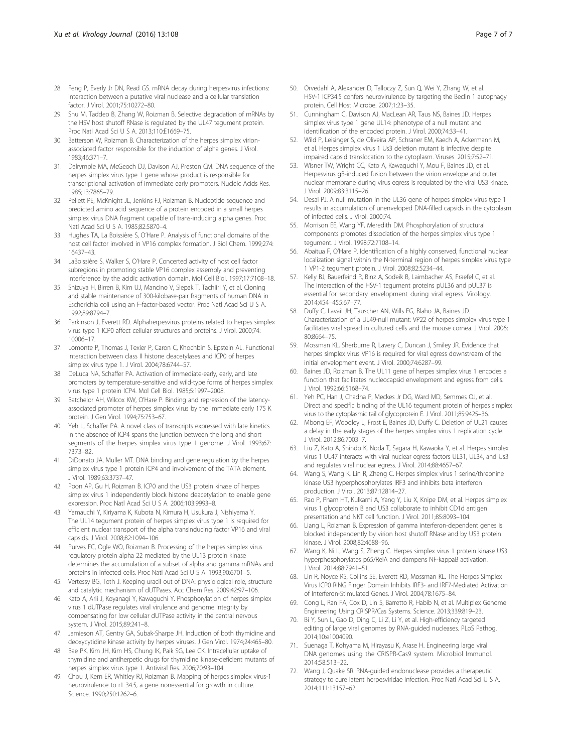28. Feng P, Everly Jr DN, Read GS. mRNA decay during herpesvirus infections: interaction between a putative viral nuclease and a cellular translation factor. J Virol. 2001;75:10272–80.
29. Shu M, Taddeo B, Zhang W, Roizman B. Selective degradation of mRNAs by the HSV host shutoff RNase is regulated by the UL47 tegument protein. Proc Natl Acad Sci U S A. 2013;110:E1669–75.
30. Batterson W, Roizman B. Characterization of the herpes simplex virion-associated factor responsible for the induction of alpha genes. J Virol. 1983;46:371–7.
31. Dalrymple MA, McGeoch DJ, Davison AJ, Preston CM. DNA sequence of the herpes simplex virus type 1 gene whose product is responsible for transcriptional activation of immediate early promoters. Nucleic Acids Res. 1985;13:7865–79.
32. Pellett PE, McKnight JL, Jenkins FJ, Roizman B. Nucleotide sequence and predicted amino acid sequence of a protein encoded in a small herpes simplex virus DNA fragment capable of trans-inducing alpha genes. Proc Natl Acad Sci U S A. 1985;82:5870–4.
33. Hughes TA, La Boissière S, O'Hare P. Analysis of functional domains of the host cell factor involved in VP16 complex formation. J Biol Chem. 1999;274:16437–43.
34. LaBoissière S, Walker S, O'Hare P. Concerted activity of host cell factor subregions in promoting stable VP16 complex assembly and preventing interference by the acidic activation domain. Mol Cell Biol. 1997;17:7108–18.
35. Shizuya H, Birren B, Kim UJ, Mancino V, Slepak T, Tachiiri Y, et al. Cloning and stable maintenance of 300-kilobase-pair fragments of human DNA in Escherichia coli using an F-factor-based vector. Proc Natl Acad Sci U S A. 1992;89:8794–7.
36. Parkinson J, Everett RD. Alphaherpesvirus proteins related to herpes simplex virus type 1 ICP0 affect cellular structures and proteins. J Virol. 2000;74:10006–17.
37. Lomonte P, Thomas J, Texier P, Caron C, Khochbin S, Epstein AL. Functional interaction between class II histone deacetylases and ICP0 of herpes simplex virus type 1. J Virol. 2004;78:6744–57.
38. DeLuca NA, Schaffer PA. Activation of immediate-early, early, and late promoters by temperature-sensitive and wild-type forms of herpes simplex virus type 1 protein ICP4. Mol Cell Biol. 1985;5:1997–2008.
39. Batchelor AH, Wilcox KW, O'Hare P. Binding and repression of the latency-associated promoter of herpes simplex virus by the immediate early 175 K protein. J Gen Virol. 1994;75:753–67.
40. Yeh L, Schaffer PA. A novel class of transcripts expressed with late kinetics in the absence of ICP4 spans the junction between the long and short segments of the herpes simplex virus type 1 genome. J Virol. 1993;67:7373–82.
41. DiDonato JA, Muller MT. DNA binding and gene regulation by the herpes simplex virus type 1 protein ICP4 and involvement of the TATA element. J Virol. 1989;63:3737–47.
42. Poon AP, Gu H, Roizman B. ICP0 and the US3 protein kinase of herpes simplex virus 1 independently block histone deacetylation to enable gene expression. Proc Natl Acad Sci U S A. 2006;103:9993–8.
43. Yamauchi Y, Kiriyama K, Kubota N, Kimura H, Usukura J, Nishiyama Y. The UL14 tegument protein of herpes simplex virus type 1 is required for efficient nuclear transport of the alpha transinducing factor VP16 and viral capsids. J Virol. 2008;82:1094–106.
44. Purves FC, Ogle WO, Roizman B. Processing of the herpes simplex virus regulatory protein alpha 22 mediated by the UL13 protein kinase determines the accumulation of a subset of alpha and gamma mRNAs and proteins in infected cells. Proc Natl Acad Sci U S A. 1993;90:6701–5.
45. Vertessy BG, Toth J. Keeping uracil out of DNA: physiological role, structure and catalytic mechanism of dUTPases. Acc Chem Res. 2009;42:97–106.
46. Kato A, Arii J, Koyanagi Y, Kawaguchi Y. Phosphorylation of herpes simplex virus 1 dUTPase regulates viral virulence and genome integrity by compensating for low cellular dUTPase activity in the central nervous system. J Virol. 2015;89:241–8.
47. Jamieson AT, Gentry GA, Subak-Sharpe JH. Induction of both thymidine and deoxycytidine kinase activity by herpes viruses. J Gen Virol. 1974;24:465–80.
48. Bae PK, Kim JH, Kim HS, Chung IK, Paik SG, Lee CK. Intracellular uptake of thymidine and antiherpetic drugs for thymidine kinase-deficient mutants of herpes simplex virus type 1. Antiviral Res. 2006;70:93–104.
49. Chou J, Kern ER, Whitley RJ, Roizman B. Mapping of herpes simplex virus-1 neurovirulence to r1 34.5, a gene nonessential for growth in culture. Science. 1990;250:1262–6.
50. Orvedahl A, Alexander D, Talloczy Z, Sun Q, Wei Y, Zhang W, et al. HSV-1 ICP34.5 confers neurovirulence by targeting the Beclin 1 autophagy protein. Cell Host Microbe. 2007;1:23–35.
51. Cunningham C, Davison AJ, MacLean AR, Taus NS, Baines JD. Herpes simplex virus type 1 gene UL14: phenotype of a null mutant and identification of the encoded protein. J Virol. 2000;74:33–41.
52. Wild P, Leisinger S, de Oliveira AP, Schraner EM, Kaech A, Ackermann M, et al. Herpes simplex virus 1 Us3 deletion mutant is infective despite impaired capsid translocation to the cytoplasm. Viruses. 2015;7:52–71.
53. Wisner TW, Wright CC, Kato A, Kawaguchi Y, Mou F, Baines JD, et al. Herpesvirus gB-induced fusion between the virion envelope and outer nuclear membrane during virus egress is regulated by the viral US3 kinase. J Virol. 2009;83:3115–26.
54. Desai PJ. A null mutation in the UL36 gene of herpes simplex virus type 1 results in accumulation of unenveloped DNA-filled capsids in the cytoplasm of infected cells. J Virol. 2000;74.
55. Morrison EE, Wang YF, Meredith DM. Phosphorylation of structural components promotes dissociation of the herpes simplex virus type 1 tegument. J Virol. 1998;72:7108–14.
56. Abaitua F, O'Hare P. Identification of a highly conserved, functional nuclear localization signal within the N-terminal region of herpes simplex virus type 1 VP1-2 tegument protein. J Virol. 2008;82:5234–44.
57. Kelly BJ, Bauerfeind R, Binz A, Sodeik B, Laimbacher AS, Fraefel C, et al. The interaction of the HSV-1 tegument proteins pUL36 and pUL37 is essential for secondary envelopment during viral egress. Virology. 2014;454–455:67–77.
58. Duffy C, Lavail JH, Tauscher AN, Wills EG, Blaho JA, Baines JD. Characterization of a UL49-null mutant: VP22 of herpes simplex virus type 1 facilitates viral spread in cultured cells and the mouse cornea. J Virol. 2006;80:8664–75.
59. Mossman KL, Sherburne R, Lavery C, Duncan J, Smiley JR. Evidence that herpes simplex virus VP16 is required for viral egress downstream of the initial envelopment event. J Virol. 2000;74:6287–99.
60. Baines JD, Roizman B. The UL11 gene of herpes simplex virus 1 encodes a function that facilitates nucleocapsid envelopment and egress from cells. J Virol. 1992;66:5168–74.
61. Yeh PC, Han J, Chadha P, Meckes Jr DG, Ward MD, Semmes OJ, et al. Direct and specific binding of the UL16 tegument protein of herpes simplex virus to the cytoplasmic tail of glycoprotein E. J Virol. 2011;85:9425–36.
62. Mbong EF, Woodley L, Frost E, Baines JD, Duffy C. Deletion of UL21 causes a delay in the early stages of the herpes simplex virus 1 replication cycle. J Virol. 2012;86:7003–7.
63. Liu Z, Kato A, Shindo K, Noda T, Sagara H, Kawaoka Y, et al. Herpes simplex virus 1 UL47 interacts with viral nuclear egress factors UL31, UL34, and Us3 and regulates viral nuclear egress. J Virol. 2014;88:4657–67.
64. Wang S, Wang K, Lin R, Zheng C. Herpes simplex virus 1 serine/threonine kinase US3 hyperphosphorylates IRF3 and inhibits beta interferon production. J Virol. 2013;87:12814–27.
65. Rao P, Pham HT, Kulkarni A, Yang Y, Liu X, Knipe DM, et al. Herpes simplex virus 1 glycoprotein B and US3 collaborate to inhibit CD1d antigen presentation and NKT cell function. J Virol. 2011;85:8093–104.
66. Liang L, Roizman B. Expression of gamma interferon-dependent genes is blocked independently by virion host shutoff RNase and by US3 protein kinase. J Virol. 2008;82:4688–96.
67. Wang K, Ni L, Wang S, Zheng C. Herpes simplex virus 1 protein kinase US3 hyperphosphorylates p65/RelA and dampens NF-kappaB activation. J Virol. 2014;88:7941–51.
68. Lin R, Noyce RS, Collins SE, Everett RD, Mossman KL. The Herpes Simplex Virus ICP0 RING Finger Domain Inhibits IRF3- and IRF7-Mediated Activation of Interferon-Stimulated Genes. J Virol. 2004;78:1675–84.
69. Cong L, Ran FA, Cox D, Lin S, Barretto R, Habib N, et al. Multiplex Genome Engineering Using CRISPR/Cas Systems. Science. 2013;339:819–23.
70. Bi Y, Sun L, Gao D, Ding C, Li Z, Li Y, et al. High-efficiency targeted editing of large viral genomes by RNA-guided nucleases. PLoS Pathog. 2014;10:e1004090.
71. Suenaga T, Kohyama M, Hirayasu K, Arase H. Engineering large viral DNA genomes using the CRISPR-Cas9 system. Microbiol Immunol. 2014;58:513–22.
72. Wang J, Quake SR. RNA-guided endonuclease provides a therapeutic strategy to cure latent herpesviridae infection. Proc Natl Acad Sci U S A. 2014;111:13157–62.